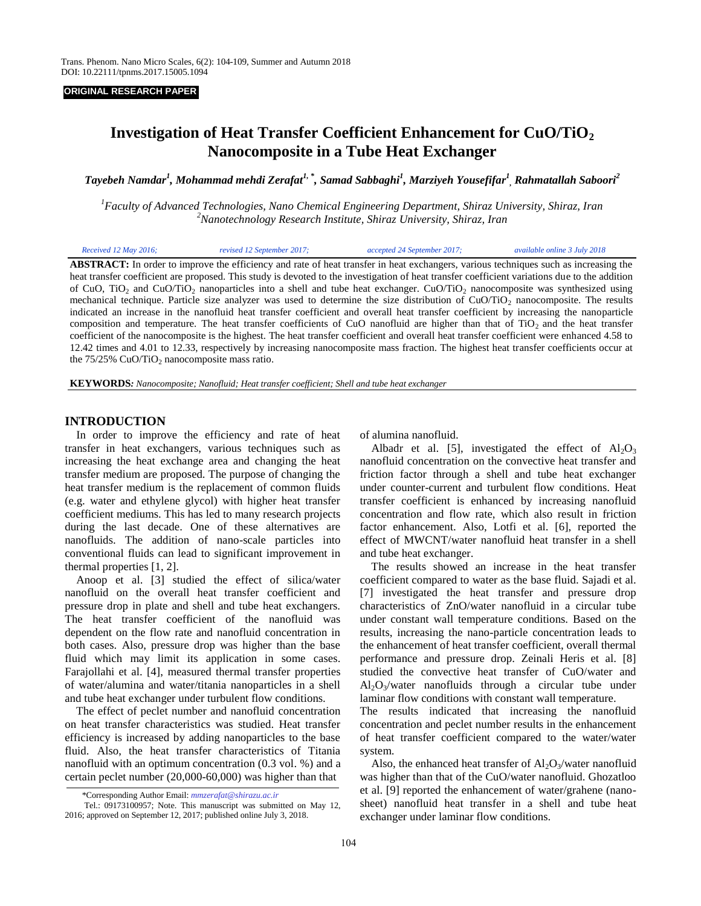ORIGINAL RESEARCH PAPER

# Investigation of Heat Transfer Coefficient Enhancement for $CuO/TiO_2$ Nanocomposite in a Tube Heat Exchanger

*Tayebeh Namdar[1], Mohammad mehdi Zerafat[1,*], Samad Sabbaghi[1], Marziyeh Yousefifar[1], Rahmatallah Saboori[2]*

[1]*Faculty of Advanced Technologies, Nano Chemical Engineering Department, Shiraz University, Shiraz, Iran*
[2]*Nanotechnology Research Institute, Shiraz University, Shiraz, Iran*

*Received 12 May 2016; revised 12 September 2017; accepted 24 September 2017; available online 3 July 2018*

**ABSTRACT:** In order to improve the efficiency and rate of heat transfer in heat exchangers, various techniques such as increasing the heat transfer coefficient are proposed. This study is devoted to the investigation of heat transfer coefficient variations due to the addition of CuO, $TiO_2$ and $CuO/TiO_2$ nanoparticles into a shell and tube heat exchanger. $CuO/TiO_2$ nanocomposite was synthesized using mechanical technique. Particle size analyzer was used to determine the size distribution of $CuO/TiO_2$ nanocomposite. The results indicated an increase in the nanofluid heat transfer coefficient and overall heat transfer coefficient by increasing the nanoparticle composition and temperature. The heat transfer coefficients of CuO nanofluid are higher than that of $TiO_2$ and the heat transfer coefficient of the nanocomposite is the highest. The heat transfer coefficient and overall heat transfer coefficient were enhanced 4.58 to 12.42 times and 4.01 to 12.33, respectively by increasing nanocomposite mass fraction. The highest heat transfer coefficients occur at the 75/25% $CuO/TiO_2$ nanocomposite mass ratio.

**KEYWORDS:** *Nanocomposite; Nanofluid; Heat transfer coefficient; Shell and tube heat exchanger*

## INTRODUCTION

In order to improve the efficiency and rate of heat transfer in heat exchangers, various techniques such as increasing the heat exchange area and changing the heat transfer medium are proposed. The purpose of changing the heat transfer medium is the replacement of common fluids (e.g. water and ethylene glycol) with higher heat transfer coefficient mediums. This has led to many research projects during the last decade. One of these alternatives are nanofluids. The addition of nano-scale particles into conventional fluids can lead to significant improvement in thermal properties [1, 2].

Anoop et al. [3] studied the effect of silica/water nanofluid on the overall heat transfer coefficient and pressure drop in plate and shell and tube heat exchangers. The heat transfer coefficient of the nanofluid was dependent on the flow rate and nanofluid concentration in both cases. Also, pressure drop was higher than the base fluid which may limit its application in some cases. Farajollahi et al. [4], measured thermal transfer properties of water/alumina and water/titania nanoparticles in a shell and tube heat exchanger under turbulent flow conditions.

The effect of peclet number and nanofluid concentration on heat transfer characteristics was studied. Heat transfer efficiency is increased by adding nanoparticles to the base fluid. Also, the heat transfer characteristics of Titania nanofluid with an optimum concentration (0.3 vol. %) and a certain peclet number (20,000-60,000) was higher than that of alumina nanofluid.

Albadr et al. [5], investigated the effect of $Al_2O_3$ nanofluid concentration on the convective heat transfer and friction factor through a shell and tube heat exchanger under counter-current and turbulent flow conditions. Heat transfer coefficient is enhanced by increasing nanofluid concentration and flow rate, which also result in friction factor enhancement. Also, Lotfi et al. [6], reported the effect of MWCNT/water nanofluid heat transfer in a shell and tube heat exchanger.

The results showed an increase in the heat transfer coefficient compared to water as the base fluid. Sajadi et al. [7] investigated the heat transfer and pressure drop characteristics of ZnO/water nanofluid in a circular tube under constant wall temperature conditions. Based on the results, increasing the nano-particle concentration leads to the enhancement of heat transfer coefficient, overall thermal performance and pressure drop. Zeinali Heris et al. [8] studied the convective heat transfer of CuO/water and $Al_2O_3$/water nanofluids through a circular tube under laminar flow conditions with constant wall temperature.

The results indicated that increasing the nanofluid concentration and peclet number results in the enhancement of heat transfer coefficient compared to the water/water system.

Also, the enhanced heat transfer of $Al_2O_3$/water nanofluid was higher than that of the CuO/water nanofluid. Ghozatloo et al. [9] reported the enhancement of water/grahene (nano-sheet) nanofluid heat transfer in a shell and tube heat exchanger under laminar flow conditions.

*Corresponding Author Email: mmzerafat@shirazu.ac.ir
Tel.: 09173100957; Note. This manuscript was submitted on May 12, 2016; approved on September 12, 2017; published online July 3, 2018.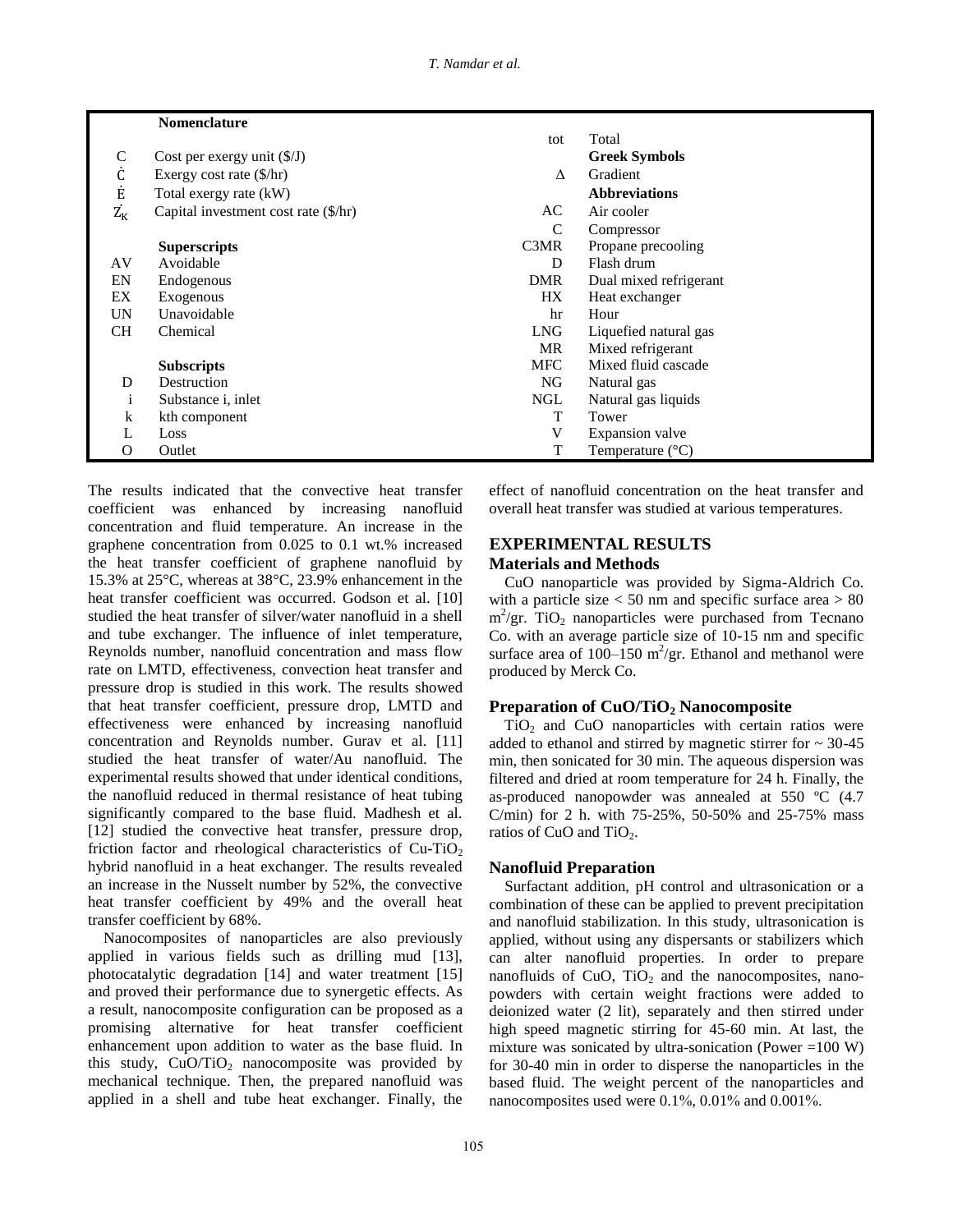| | Nomenclature | | |
|---|---|---|---|
| | | tot | Total |
| C | Cost per exergy unit (\$/J) | | **Greek Symbols** |
| $\dot{C}$ | Exergy cost rate (\$/hr) | Δ | Gradient |
| $\dot{E}$ | Total exergy rate (kW) | | **Abbreviations** |
| $\dot{Z}_K$ | Capital investment cost rate (\$/hr) | AC | Air cooler |
| | | C | Compressor |
| | **Superscripts** | C3MR | Propane precooling |
| AV | Avoidable | D | Flash drum |
| EN | Endogenous | DMR | Dual mixed refrigerant |
| EX | Exogenous | HX | Heat exchanger |
| UN | Unavoidable | hr | Hour |
| CH | Chemical | LNG | Liquefied natural gas |
| | | MR | Mixed refrigerant |
| | **Subscripts** | MFC | Mixed fluid cascade |
| D | Destruction | NG | Natural gas |
| i | Substance i, inlet | NGL | Natural gas liquids |
| k | kth component | T | Tower |
| L | Loss | V | Expansion valve |
| O | Outlet | T | Temperature (°C) |

The results indicated that the convective heat transfer coefficient was enhanced by increasing nanofluid concentration and fluid temperature. An increase in the graphene concentration from 0.025 to 0.1 wt.% increased the heat transfer coefficient of graphene nanofluid by 15.3% at 25°C, whereas at 38°C, 23.9% enhancement in the heat transfer coefficient was occurred. Godson et al. [10] studied the heat transfer of silver/water nanofluid in a shell and tube exchanger. The influence of inlet temperature, Reynolds number, nanofluid concentration and mass flow rate on LMTD, effectiveness, convection heat transfer and pressure drop is studied in this work. The results showed that heat transfer coefficient, pressure drop, LMTD and effectiveness were enhanced by increasing nanofluid concentration and Reynolds number. Gurav et al. [11] studied the heat transfer of water/Au nanofluid. The experimental results showed that under identical conditions, the nanofluid reduced in thermal resistance of heat tubing significantly compared to the base fluid. Madhesh et al. [12] studied the convective heat transfer, pressure drop, friction factor and rheological characteristics of Cu-$TiO_2$ hybrid nanofluid in a heat exchanger. The results revealed an increase in the Nusselt number by 52%, the convective heat transfer coefficient by 49% and the overall heat transfer coefficient by 68%.

Nanocomposites of nanoparticles are also previously applied in various fields such as drilling mud [13], photocatalytic degradation [14] and water treatment [15] and proved their performance due to synergetic effects. As a result, nanocomposite configuration can be proposed as a promising alternative for heat transfer coefficient enhancement upon addition to water as the base fluid. In this study, CuO/$TiO_2$ nanocomposite was provided by mechanical technique. Then, the prepared nanofluid was applied in a shell and tube heat exchanger. Finally, the effect of nanofluid concentration on the heat transfer and overall heat transfer was studied at various temperatures.

## EXPERIMENTAL RESULTS

### Materials and Methods

CuO nanoparticle was provided by Sigma-Aldrich Co. with a particle size < 50 nm and specific surface area > 80 $m^2$/gr. $TiO_2$ nanoparticles were purchased from Tecnano Co. with an average particle size of 10-15 nm and specific surface area of 100–150 $m^2$/gr. Ethanol and methanol were produced by Merck Co.

### Preparation of CuO/$TiO_2$ Nanocomposite

$TiO_2$ and CuO nanoparticles with certain ratios were added to ethanol and stirred by magnetic stirrer for ~ 30-45 min, then sonicated for 30 min. The aqueous dispersion was filtered and dried at room temperature for 24 h. Finally, the as-produced nanopowder was annealed at 550 ºC (4.7 C/min) for 2 h. with 75-25%, 50-50% and 25-75% mass ratios of CuO and $TiO_2$.

### Nanofluid Preparation

Surfactant addition, pH control and ultrasonication or a combination of these can be applied to prevent precipitation and nanofluid stabilization. In this study, ultrasonication is applied, without using any dispersants or stabilizers which can alter nanofluid properties. In order to prepare nanofluids of CuO, $TiO_2$ and the nanocomposites, nano-powders with certain weight fractions were added to deionized water (2 lit), separately and then stirred under high speed magnetic stirring for 45-60 min. At last, the mixture was sonicated by ultra-sonication (Power =100 W) for 30-40 min in order to disperse the nanoparticles in the based fluid. The weight percent of the nanoparticles and nanocomposites used were 0.1%, 0.01% and 0.001%.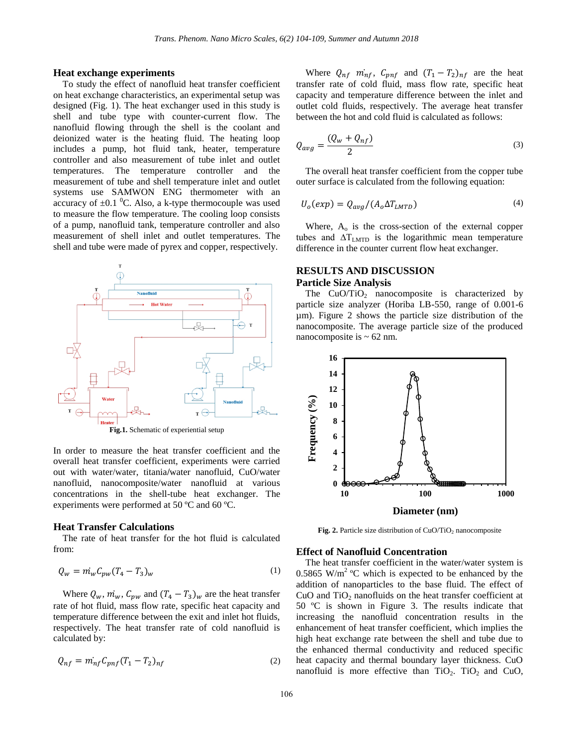### Heat exchange experiments

To study the effect of nanofluid heat transfer coefficient on heat exchange characteristics, an experimental setup was designed (Fig. 1). The heat exchanger used in this study is shell and tube type with counter-current flow. The nanofluid flowing through the shell is the coolant and deionized water is the heating fluid. The heating loop includes a pump, hot fluid tank, heater, temperature controller and also measurement of tube inlet and outlet temperatures. The temperature controller and the measurement of tube and shell temperature inlet and outlet systems use SAMWON ENG thermometer with an accuracy of ±0.1 $^0$C. Also, a k-type thermocouple was used to measure the flow temperature. The cooling loop consists of a pump, nanofluid tank, temperature controller and also measurement of shell inlet and outlet temperatures. The shell and tube were made of pyrex and copper, respectively.

**Fig.1.** Schematic of experiential setup

In order to measure the heat transfer coefficient and the overall heat transfer coefficient, experiments were carried out with water/water, titania/water nanofluid, CuO/water nanofluid, nanocomposite/water nanofluid at various concentrations in the shell-tube heat exchanger. The experiments were performed at 50 ºC and 60 ºC.

### Heat Transfer Calculations

The rate of heat transfer for the hot fluid is calculated from:

$$Q_w = \dot{m_w} C_{pw} (T_4 - T_3)_w \tag{1}$$

Where $Q_w$, $\dot{m_w}$, $C_{pw}$ and $(T_4 - T_3)_w$ are the heat transfer rate of hot fluid, mass flow rate, specific heat capacity and temperature difference between the exit and inlet hot fluids, respectively. The heat transfer rate of cold nanofluid is calculated by:

$$Q_{nf} = \dot{m_{nf}} C_{pnf} (T_1 - T_2)_{nf} \tag{2}$$

Where $Q_{nf}$ $\dot{m_{nf}}$, $C_{pnf}$ and $(T_1 - T_2)_{nf}$ are the heat transfer rate of cold fluid, mass flow rate, specific heat capacity and temperature difference between the inlet and outlet cold fluids, respectively. The average heat transfer between the hot and cold fluid is calculated as follows:

$$Q_{avg} = \frac{(Q_w + Q_{nf})}{2} \tag{3}$$

The overall heat transfer coefficient from the copper tube outer surface is calculated from the following equation:

$$U_o(exp) = Q_{avg} / (A_o \Delta T_{LMTD}) \tag{4}$$

Where, $A_o$ is the cross-section of the external copper tubes and $\Delta T_{LMTD}$ is the logarithmic mean temperature difference in the counter current flow heat exchanger.

## RESULTS AND DISCUSSION

### Particle Size Analysis

The $CuO/TiO_2$ nanocomposite is characterized by particle size analyzer (Horiba LB-550, range of 0.001-6 µm). Figure 2 shows the particle size distribution of the nanocomposite. The average particle size of the produced nanocomposite is ~ 62 nm.

**Fig. 2.** Particle size distribution of $CuO/TiO_2$ nanocomposite

### Effect of Nanofluid Concentration

The heat transfer coefficient in the water/water system is 0.5865 W/m$^2$ ºC which is expected to be enhanced by the addition of nanoparticles to the base fluid. The effect of CuO and $TiO_2$ nanofluids on the heat transfer coefficient at 50 ºC is shown in Figure 3. The results indicate that increasing the nanofluid concentration results in the enhancement of heat transfer coefficient, which implies the high heat exchange rate between the shell and tube due to the enhanced thermal conductivity and reduced specific heat capacity and thermal boundary layer thickness. CuO nanofluid is more effective than $TiO_2$. $TiO_2$ and CuO,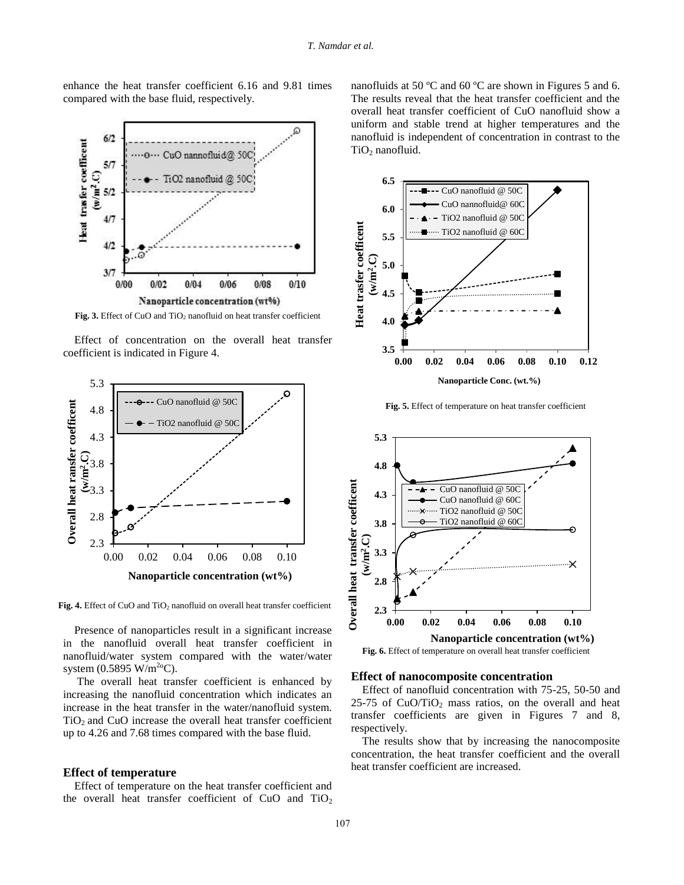enhance the heat transfer coefficient 6.16 and 9.81 times compared with the base fluid, respectively.

**Fig. 3.** Effect of CuO and $TiO_2$ nanofluid on heat transfer coefficient

Effect of concentration on the overall heat transfer coefficient is indicated in Figure 4.

**Fig. 4.** Effect of CuO and $TiO_2$ nanofluid on overall heat transfer coefficient

Presence of nanoparticles result in a significant increase in the nanofluid overall heat transfer coefficient in nanofluid/water system compared with the water/water system (0.5895 $W/m^{2o}C$).

The overall heat transfer coefficient is enhanced by increasing the nanofluid concentration which indicates an increase in the heat transfer in the water/nanofluid system. $TiO_2$ and CuO increase the overall heat transfer coefficient up to 4.26 and 7.68 times compared with the base fluid.

### Effect of temperature

Effect of temperature on the heat transfer coefficient and the overall heat transfer coefficient of CuO and $TiO_2$ nanofluids at 50 ºC and 60 ºC are shown in Figures 5 and 6. The results reveal that the heat transfer coefficient and the overall heat transfer coefficient of CuO nanofluid show a uniform and stable trend at higher temperatures and the nanofluid is independent of concentration in contrast to the $TiO_2$ nanofluid.

**Fig. 5.** Effect of temperature on heat transfer coefficient

**Fig. 6.** Effect of temperature on overall heat transfer coefficient

### Effect of nanocomposite concentration

Effect of nanofluid concentration with 75-25, 50-50 and 25-75 of CuO/$TiO_2$ mass ratios, on the overall and heat transfer coefficients are given in Figures 7 and 8, respectively.

The results show that by increasing the nanocomposite concentration, the heat transfer coefficient and the overall heat transfer coefficient are increased.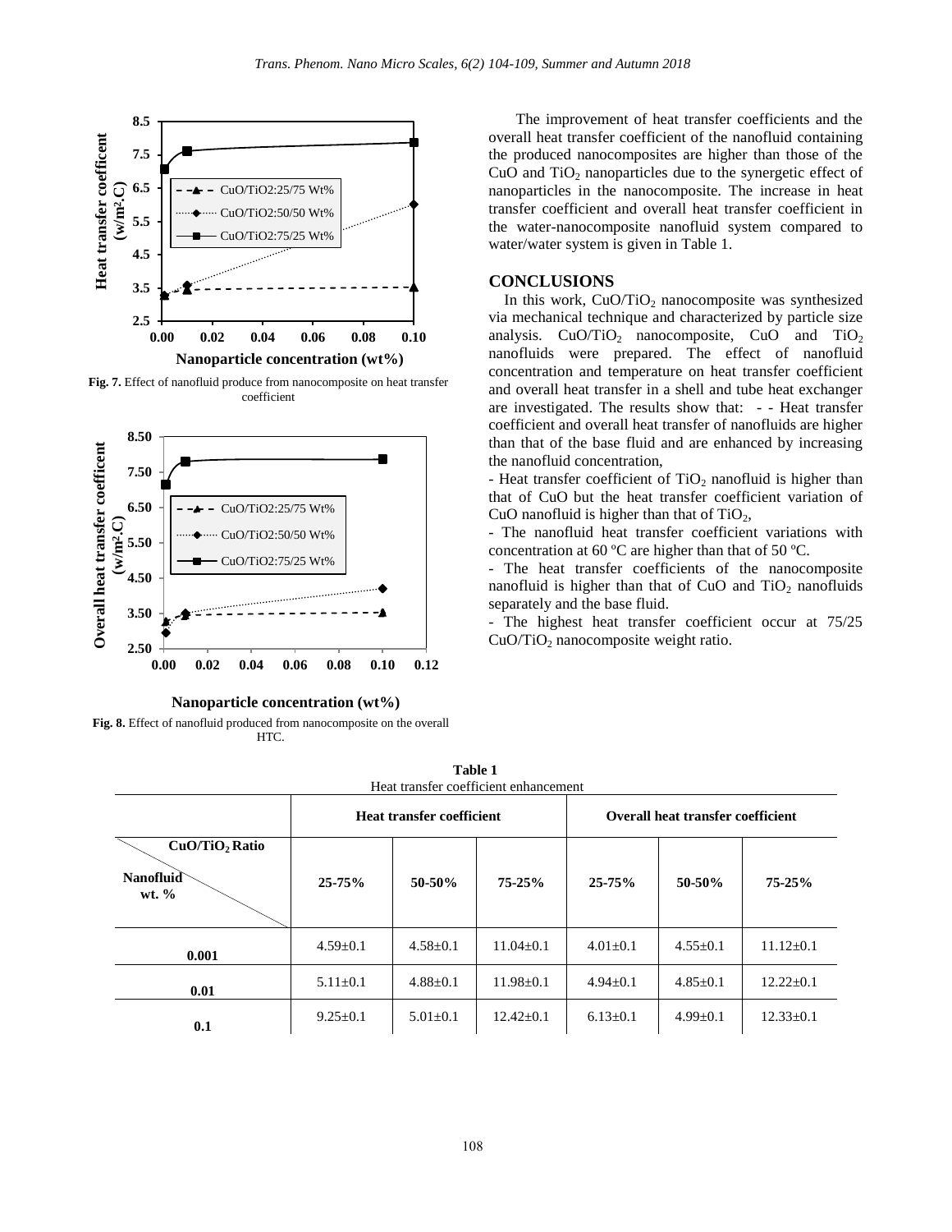Fig. 7. Effect of nanofluid produce from nanocomposite on heat transfer coefficient

Fig. 8. Effect of nanofluid produced from nanocomposite on the overall HTC.

The improvement of heat transfer coefficients and the overall heat transfer coefficient of the nanofluid containing the produced nanocomposites are higher than those of the CuO and $TiO_2$ nanoparticles due to the synergetic effect of nanoparticles in the nanocomposite. The increase in heat transfer coefficient and overall heat transfer coefficient in the water-nanocomposite nanofluid system compared to water/water system is given in Table 1.

## CONCLUSIONS

In this work, $CuO/TiO_2$ nanocomposite was synthesized via mechanical technique and characterized by particle size analysis. $CuO/TiO_2$ nanocomposite, CuO and $TiO_2$ nanofluids were prepared. The effect of nanofluid concentration and temperature on heat transfer coefficient and overall heat transfer in a shell and tube heat exchanger are investigated. The results show that: - - Heat transfer coefficient and overall heat transfer of nanofluids are higher than that of the base fluid and are enhanced by increasing the nanofluid concentration,

- Heat transfer coefficient of $TiO_2$ nanofluid is higher than that of CuO but the heat transfer coefficient variation of CuO nanofluid is higher than that of $TiO_2$,
- The nanofluid heat transfer coefficient variations with concentration at 60 ºC are higher than that of 50 ºC.
- The heat transfer coefficients of the nanocomposite nanofluid is higher than that of CuO and $TiO_2$ nanofluids separately and the base fluid.
- The highest heat transfer coefficient occur at 75/25 $CuO/TiO_2$ nanocomposite weight ratio.

**Table 1**
Heat transfer coefficient enhancement

| | Heat transfer coefficient | | | Overall heat transfer coefficient | | |
|---|---|---|---|---|---|---|
| $CuO/TiO_2$ Ratio / Nanofluid wt. % | 25-75% | 50-50% | 75-25% | 25-75% | 50-50% | 75-25% |
| 0.001 | 4.59±0.1 | 4.58±0.1 | 11.04±0.1 | 4.01±0.1 | 4.55±0.1 | 11.12±0.1 |
| 0.01 | 5.11±0.1 | 4.88±0.1 | 11.98±0.1 | 4.94±0.1 | 4.85±0.1 | 12.22±0.1 |
| 0.1 | 9.25±0.1 | 5.01±0.1 | 12.42±0.1 | 6.13±0.1 | 4.99±0.1 | 12.33±0.1 |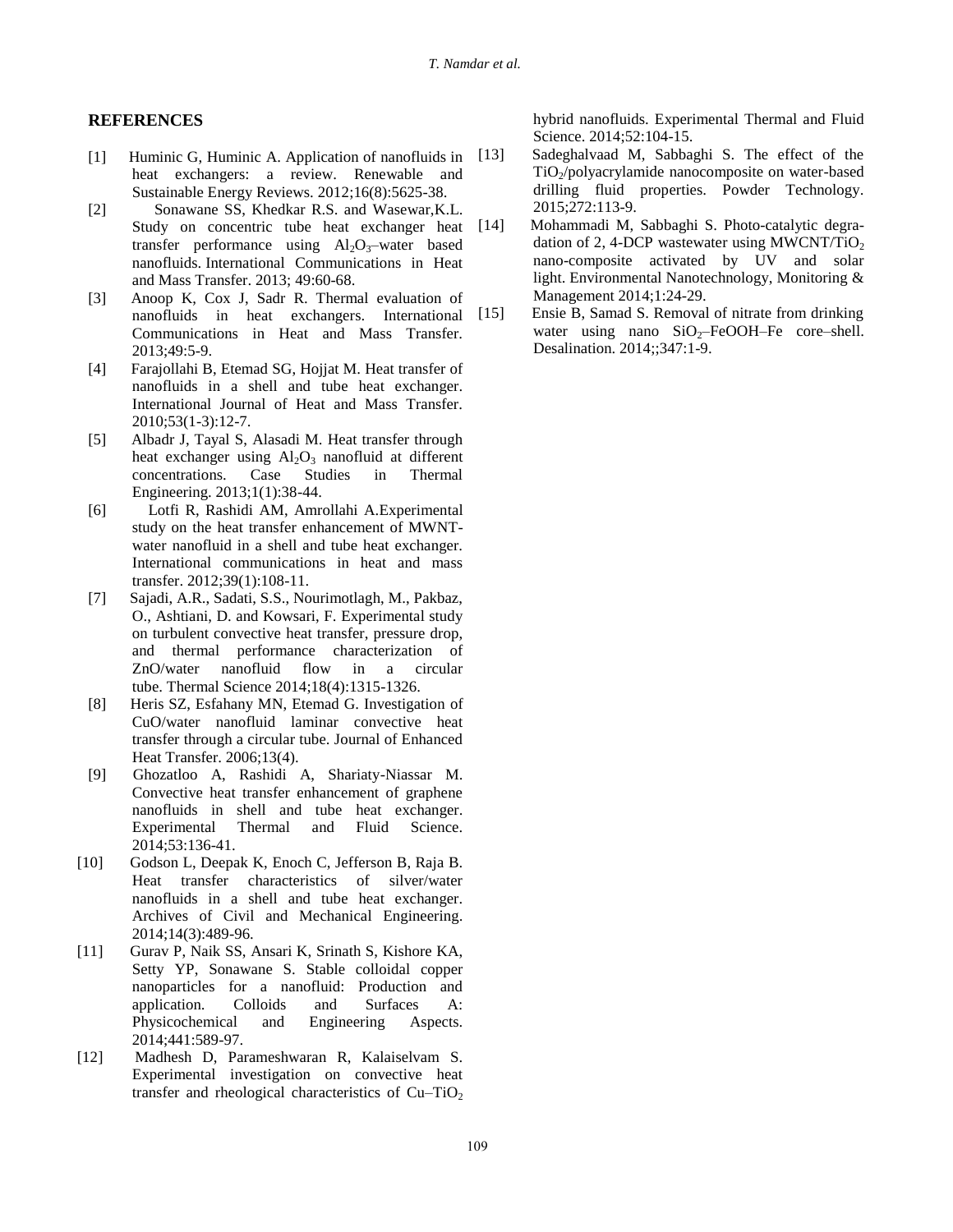## REFERENCES

[1] Huminic G, Huminic A. Application of nanofluids in heat exchangers: a review. Renewable and Sustainable Energy Reviews. 2012;16(8):5625-38.

[2] Sonawane SS, Khedkar R.S. and Wasewar,K.L. Study on concentric tube heat exchanger heat transfer performance using $Al_2O_3$–water based nanofluids. International Communications in Heat and Mass Transfer. 2013; 49:60-68.

[3] Anoop K, Cox J, Sadr R. Thermal evaluation of nanofluids in heat exchangers. International Communications in Heat and Mass Transfer. 2013;49:5-9.

[4] Farajollahi B, Etemad SG, Hojjat M. Heat transfer of nanofluids in a shell and tube heat exchanger. International Journal of Heat and Mass Transfer. 2010;53(1-3):12-7.

[5] Albadr J, Tayal S, Alasadi M. Heat transfer through heat exchanger using $Al_2O_3$ nanofluid at different concentrations. Case Studies in Thermal Engineering. 2013;1(1):38-44.

[6] Lotfi R, Rashidi AM, Amrollahi A.Experimental study on the heat transfer enhancement of MWNT-water nanofluid in a shell and tube heat exchanger. International communications in heat and mass transfer. 2012;39(1):108-11.

[7] Sajadi, A.R., Sadati, S.S., Nourimotlagh, M., Pakbaz, O., Ashtiani, D. and Kowsari, F. Experimental study on turbulent convective heat transfer, pressure drop, and thermal performance characterization of ZnO/water nanofluid flow in a circular tube. Thermal Science 2014;18(4):1315-1326.

[8] Heris SZ, Esfahany MN, Etemad G. Investigation of CuO/water nanofluid laminar convective heat transfer through a circular tube. Journal of Enhanced Heat Transfer. 2006;13(4).

[9] Ghozatloo A, Rashidi A, Shariaty-Niassar M. Convective heat transfer enhancement of graphene nanofluids in shell and tube heat exchanger. Experimental Thermal and Fluid Science. 2014;53:136-41.

[10] Godson L, Deepak K, Enoch C, Jefferson B, Raja B. Heat transfer characteristics of silver/water nanofluids in a shell and tube heat exchanger. Archives of Civil and Mechanical Engineering. 2014;14(3):489-96.

[11] Gurav P, Naik SS, Ansari K, Srinath S, Kishore KA, Setty YP, Sonawane S. Stable colloidal copper nanoparticles for a nanofluid: Production and application. Colloids and Surfaces A: Physicochemical and Engineering Aspects. 2014;441:589-97.

[12] Madhesh D, Parameshwaran R, Kalaiselvam S. Experimental investigation on convective heat transfer and rheological characteristics of Cu–$TiO_2$ hybrid nanofluids. Experimental Thermal and Fluid Science. 2014;52:104-15.

[13] Sadeghalvaad M, Sabbaghi S. The effect of the $TiO_2$/polyacrylamide nanocomposite on water-based drilling fluid properties. Powder Technology. 2015;272:113-9.

[14] Mohammadi M, Sabbaghi S. Photo-catalytic degradation of 2, 4-DCP wastewater using MWCNT/$TiO_2$ nano-composite activated by UV and solar light. Environmental Nanotechnology, Monitoring & Management 2014;1:24-29.

[15] Ensie B, Samad S. Removal of nitrate from drinking water using nano $SiO_2$–FeOOH–Fe core–shell. Desalination. 2014;;347:1-9.